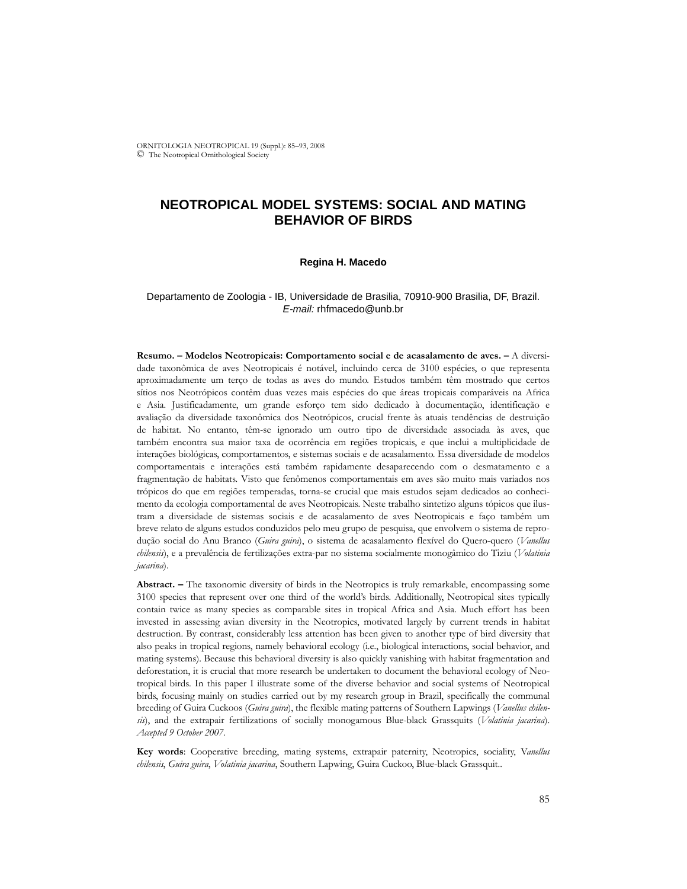# NEOTROPICAL MODEL SYSTEMS: SOCIAL AND MATING BEHAVIOR OF BIRDS

**Regina H. Macedo**

Departamento de Zoologia - IB, Universidade de Brasilia, 70910-900 Brasilia, DF, Brazil.
*E-mail:* rhfmacedo@unb.br

**Resumo. – Modelos Neotropicais: Comportamento social e de acasalamento de aves. –** A diversidade taxonômica de aves Neotropicais é notável, incluindo cerca de 3100 espécies, o que representa aproximadamente um terço de todas as aves do mundo. Estudos também têm mostrado que certos sítios nos Neotrópicos contêm duas vezes mais espécies do que áreas tropicais comparáveis na Africa e Asia. Justificadamente, um grande esforço tem sido dedicado à documentação, identificação e avaliação da diversidade taxonômica dos Neotrópicos, crucial frente às atuais tendências de destruição de habitat. No entanto, têm-se ignorado um outro tipo de diversidade associada às aves, que também encontra sua maior taxa de ocorrência em regiões tropicais, e que inclui a multiplicidade de interações biológicas, comportamentos, e sistemas sociais e de acasalamento. Essa diversidade de modelos comportamentais e interações está também rapidamente desaparecendo com o desmatamento e a fragmentação de habitats. Visto que fenômenos comportamentais em aves são muito mais variados nos trópicos do que em regiões temperadas, torna-se crucial que mais estudos sejam dedicados ao conhecimento da ecologia comportamental de aves Neotropicais. Neste trabalho sintetizo alguns tópicos que ilustram a diversidade de sistemas sociais e de acasalamento de aves Neotropicais e faço também um breve relato de alguns estudos conduzidos pelo meu grupo de pesquisa, que envolvem o sistema de reprodução social do Anu Branco (*Guira guira*), o sistema de acasalamento flexível do Quero-quero (*Vanellus chilensis*), e a prevalência de fertilizações extra-par no sistema socialmente monogâmico do Tiziu (*Volatinia jacarina*).

**Abstract. –** The taxonomic diversity of birds in the Neotropics is truly remarkable, encompassing some 3100 species that represent over one third of the world's birds. Additionally, Neotropical sites typically contain twice as many species as comparable sites in tropical Africa and Asia. Much effort has been invested in assessing avian diversity in the Neotropics, motivated largely by current trends in habitat destruction. By contrast, considerably less attention has been given to another type of bird diversity that also peaks in tropical regions, namely behavioral ecology (i.e., biological interactions, social behavior, and mating systems). Because this behavioral diversity is also quickly vanishing with habitat fragmentation and deforestation, it is crucial that more research be undertaken to document the behavioral ecology of Neotropical birds. In this paper I illustrate some of the diverse behavior and social systems of Neotropical birds, focusing mainly on studies carried out by my research group in Brazil, specifically the communal breeding of Guira Cuckoos (*Guira guira*), the flexible mating patterns of Southern Lapwings (*Vanellus chilensis*), and the extrapair fertilizations of socially monogamous Blue-black Grassquits (*Volatinia jacarina*). *Accepted 9 October 2007.*

**Key words**: Cooperative breeding, mating systems, extrapair paternity, Neotropics, sociality, *Vanellus chilensis*, *Guira guira*, *Volatinia jacarina*, Southern Lapwing, Guira Cuckoo, Blue-black Grassquit..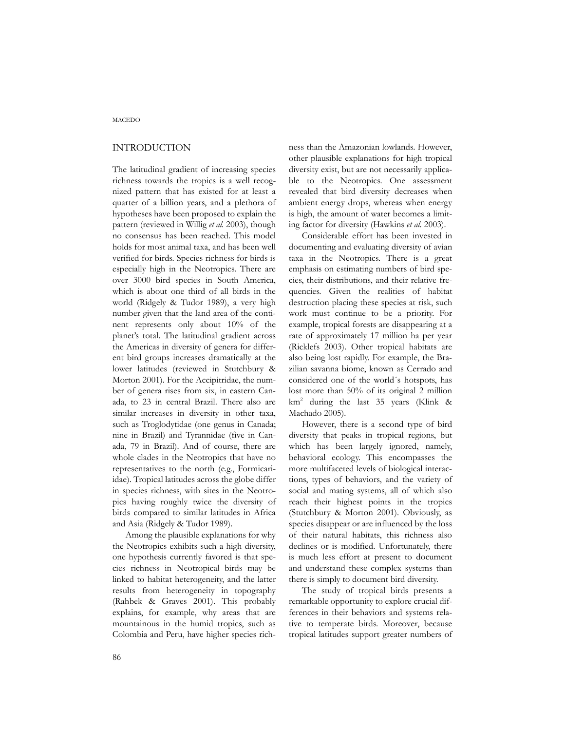## INTRODUCTION

The latitudinal gradient of increasing species richness towards the tropics is a well recognized pattern that has existed for at least a quarter of a billion years, and a plethora of hypotheses have been proposed to explain the pattern (reviewed in Willig *et al.* 2003), though no consensus has been reached. This model holds for most animal taxa, and has been well verified for birds. Species richness for birds is especially high in the Neotropics. There are over 3000 bird species in South America, which is about one third of all birds in the world (Ridgely & Tudor 1989), a very high number given that the land area of the continent represents only about 10% of the planet's total. The latitudinal gradient across the Americas in diversity of genera for different bird groups increases dramatically at the lower latitudes (reviewed in Stutchbury & Morton 2001). For the Accipitridae, the number of genera rises from six, in eastern Canada, to 23 in central Brazil. There also are similar increases in diversity in other taxa, such as Troglodytidae (one genus in Canada; nine in Brazil) and Tyrannidae (five in Canada, 79 in Brazil). And of course, there are whole clades in the Neotropics that have no representatives to the north (e.g., Formicariidae). Tropical latitudes across the globe differ in species richness, with sites in the Neotropics having roughly twice the diversity of birds compared to similar latitudes in Africa and Asia (Ridgely & Tudor 1989).

Among the plausible explanations for why the Neotropics exhibits such a high diversity, one hypothesis currently favored is that species richness in Neotropical birds may be linked to habitat heterogeneity, and the latter results from heterogeneity in topography (Rahbek & Graves 2001). This probably explains, for example, why areas that are mountainous in the humid tropics, such as Colombia and Peru, have higher species richness than the Amazonian lowlands. However, other plausible explanations for high tropical diversity exist, but are not necessarily applicable to the Neotropics. One assessment revealed that bird diversity decreases when ambient energy drops, whereas when energy is high, the amount of water becomes a limiting factor for diversity (Hawkins *et al.* 2003).

Considerable effort has been invested in documenting and evaluating diversity of avian taxa in the Neotropics. There is a great emphasis on estimating numbers of bird species, their distributions, and their relative frequencies. Given the realities of habitat destruction placing these species at risk, such work must continue to be a priority. For example, tropical forests are disappearing at a rate of approximately 17 million ha per year (Ricklefs 2003). Other tropical habitats are also being lost rapidly. For example, the Brazilian savanna biome, known as Cerrado and considered one of the world´s hotspots, has lost more than 50% of its original 2 million km$^2$ during the last 35 years (Klink & Machado 2005).

However, there is a second type of bird diversity that peaks in tropical regions, but which has been largely ignored, namely, behavioral ecology. This encompasses the more multifaceted levels of biological interactions, types of behaviors, and the variety of social and mating systems, all of which also reach their highest points in the tropics (Stutchbury & Morton 2001). Obviously, as species disappear or are influenced by the loss of their natural habitats, this richness also declines or is modified. Unfortunately, there is much less effort at present to document and understand these complex systems than there is simply to document bird diversity.

The study of tropical birds presents a remarkable opportunity to explore crucial differences in their behaviors and systems relative to temperate birds. Moreover, because tropical latitudes support greater numbers of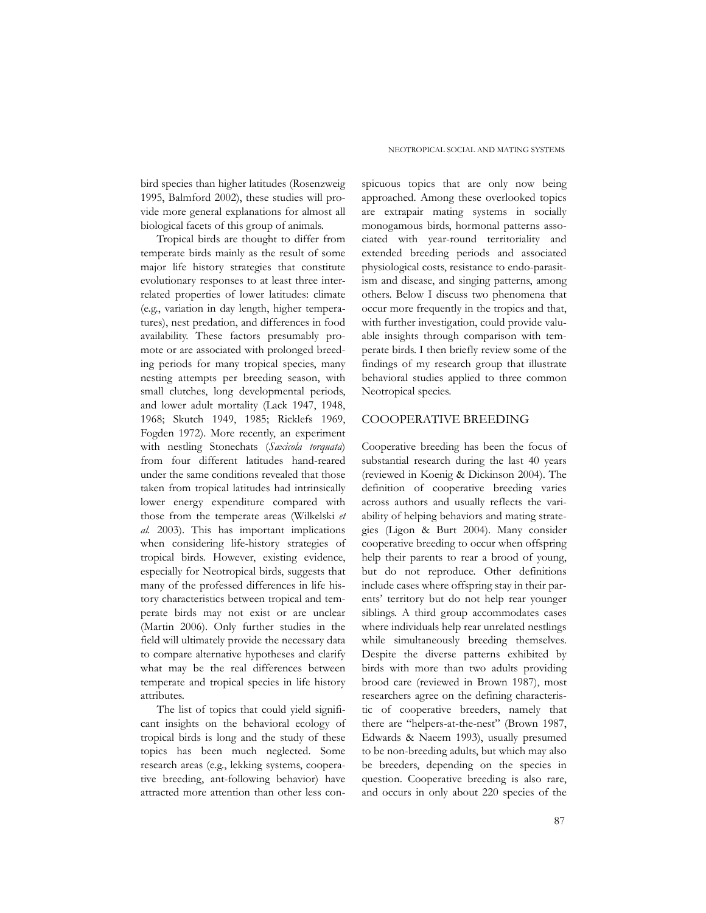bird species than higher latitudes (Rosenzweig 1995, Balmford 2002), these studies will provide more general explanations for almost all biological facets of this group of animals.

Tropical birds are thought to differ from temperate birds mainly as the result of some major life history strategies that constitute evolutionary responses to at least three interrelated properties of lower latitudes: climate (e.g., variation in day length, higher temperatures), nest predation, and differences in food availability. These factors presumably promote or are associated with prolonged breeding periods for many tropical species, many nesting attempts per breeding season, with small clutches, long developmental periods, and lower adult mortality (Lack 1947, 1948, 1968; Skutch 1949, 1985; Ricklefs 1969, Fogden 1972). More recently, an experiment with nestling Stonechats (*Saxicola torquata*) from four different latitudes hand-reared under the same conditions revealed that those taken from tropical latitudes had intrinsically lower energy expenditure compared with those from the temperate areas (Wilkelski *et al.* 2003). This has important implications when considering life-history strategies of tropical birds. However, existing evidence, especially for Neotropical birds, suggests that many of the professed differences in life history characteristics between tropical and temperate birds may not exist or are unclear (Martin 2006). Only further studies in the field will ultimately provide the necessary data to compare alternative hypotheses and clarify what may be the real differences between temperate and tropical species in life history attributes.

The list of topics that could yield significant insights on the behavioral ecology of tropical birds is long and the study of these topics has been much neglected. Some research areas (e.g., lekking systems, cooperative breeding, ant-following behavior) have attracted more attention than other less conspicuous topics that are only now being approached. Among these overlooked topics are extrapair mating systems in socially monogamous birds, hormonal patterns associated with year-round territoriality and extended breeding periods and associated physiological costs, resistance to endo-parasitism and disease, and singing patterns, among others. Below I discuss two phenomena that occur more frequently in the tropics and that, with further investigation, could provide valuable insights through comparison with temperate birds. I then briefly review some of the findings of my research group that illustrate behavioral studies applied to three common Neotropical species.

## COOOPERATIVE BREEDING

Cooperative breeding has been the focus of substantial research during the last 40 years (reviewed in Koenig & Dickinson 2004). The definition of cooperative breeding varies across authors and usually reflects the variability of helping behaviors and mating strategies (Ligon & Burt 2004). Many consider cooperative breeding to occur when offspring help their parents to rear a brood of young, but do not reproduce. Other definitions include cases where offspring stay in their parents' territory but do not help rear younger siblings. A third group accommodates cases where individuals help rear unrelated nestlings while simultaneously breeding themselves. Despite the diverse patterns exhibited by birds with more than two adults providing brood care (reviewed in Brown 1987), most researchers agree on the defining characteristic of cooperative breeders, namely that there are "helpers-at-the-nest" (Brown 1987, Edwards & Naeem 1993), usually presumed to be non-breeding adults, but which may also be breeders, depending on the species in question. Cooperative breeding is also rare, and occurs in only about 220 species of the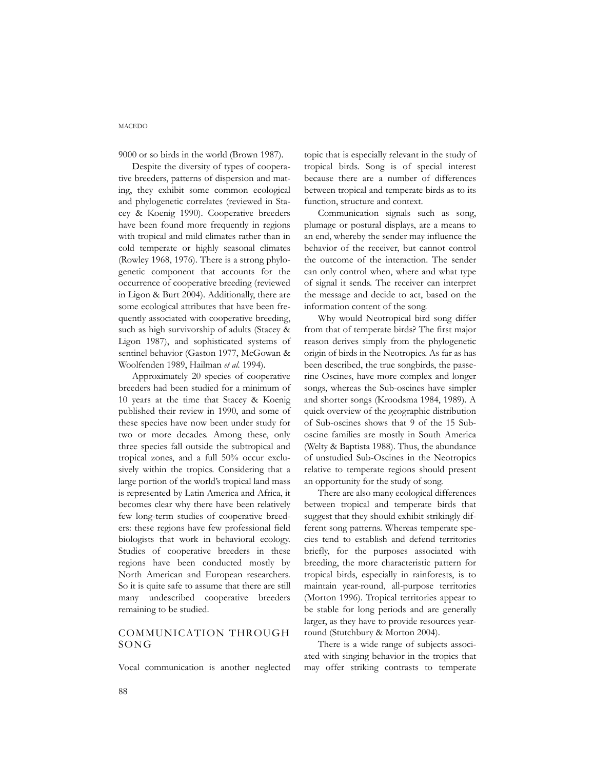9000 or so birds in the world (Brown 1987).

Despite the diversity of types of cooperative breeders, patterns of dispersion and mating, they exhibit some common ecological and phylogenetic correlates (reviewed in Stacey & Koenig 1990). Cooperative breeders have been found more frequently in regions with tropical and mild climates rather than in cold temperate or highly seasonal climates (Rowley 1968, 1976). There is a strong phylogenetic component that accounts for the occurrence of cooperative breeding (reviewed in Ligon & Burt 2004). Additionally, there are some ecological attributes that have been frequently associated with cooperative breeding, such as high survivorship of adults (Stacey & Ligon 1987), and sophisticated systems of sentinel behavior (Gaston 1977, McGowan & Woolfenden 1989, Hailman *et al.* 1994).

Approximately 20 species of cooperative breeders had been studied for a minimum of 10 years at the time that Stacey & Koenig published their review in 1990, and some of these species have now been under study for two or more decades. Among these, only three species fall outside the subtropical and tropical zones, and a full 50% occur exclusively within the tropics. Considering that a large portion of the world's tropical land mass is represented by Latin America and Africa, it becomes clear why there have been relatively few long-term studies of cooperative breeders: these regions have few professional field biologists that work in behavioral ecology. Studies of cooperative breeders in these regions have been conducted mostly by North American and European researchers. So it is quite safe to assume that there are still many undescribed cooperative breeders remaining to be studied.

## COMMUNICATION THROUGH SONG

Vocal communication is another neglected topic that is especially relevant in the study of tropical birds. Song is of special interest because there are a number of differences between tropical and temperate birds as to its function, structure and context.

Communication signals such as song, plumage or postural displays, are a means to an end, whereby the sender may influence the behavior of the receiver, but cannot control the outcome of the interaction. The sender can only control when, where and what type of signal it sends. The receiver can interpret the message and decide to act, based on the information content of the song.

Why would Neotropical bird song differ from that of temperate birds? The first major reason derives simply from the phylogenetic origin of birds in the Neotropics. As far as has been described, the true songbirds, the passerine Oscines, have more complex and longer songs, whereas the Sub-oscines have simpler and shorter songs (Kroodsma 1984, 1989). A quick overview of the geographic distribution of Sub-oscines shows that 9 of the 15 Sub-oscine families are mostly in South America (Welty & Baptista 1988). Thus, the abundance of unstudied Sub-Oscines in the Neotropics relative to temperate regions should present an opportunity for the study of song.

There are also many ecological differences between tropical and temperate birds that suggest that they should exhibit strikingly different song patterns. Whereas temperate species tend to establish and defend territories briefly, for the purposes associated with breeding, the more characteristic pattern for tropical birds, especially in rainforests, is to maintain year-round, all-purpose territories (Morton 1996). Tropical territories appear to be stable for long periods and are generally larger, as they have to provide resources year-round (Stutchbury & Morton 2004).

There is a wide range of subjects associated with singing behavior in the tropics that may offer striking contrasts to temperate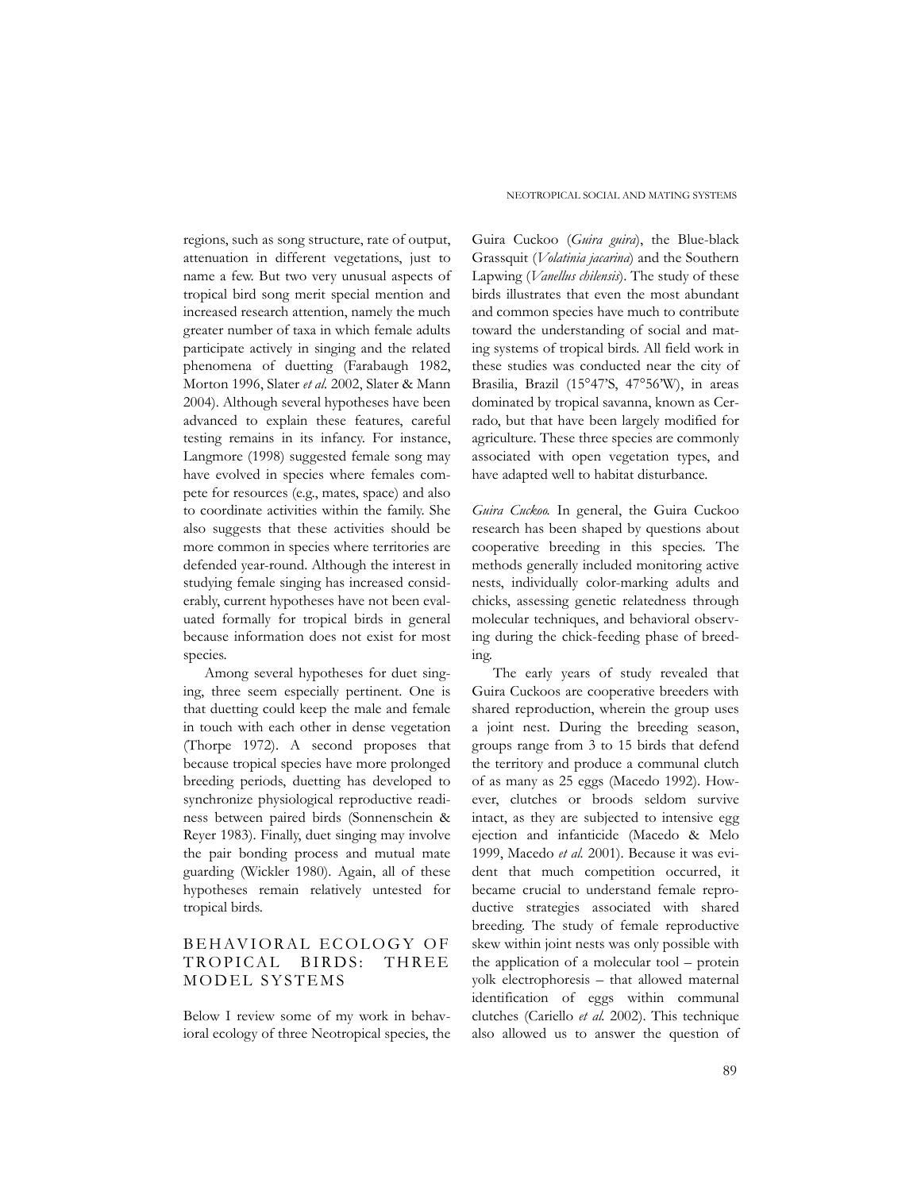regions, such as song structure, rate of output, attenuation in different vegetations, just to name a few. But two very unusual aspects of tropical bird song merit special mention and increased research attention, namely the much greater number of taxa in which female adults participate actively in singing and the related phenomena of duetting (Farabaugh 1982, Morton 1996, Slater *et al.* 2002, Slater & Mann 2004). Although several hypotheses have been advanced to explain these features, careful testing remains in its infancy. For instance, Langmore (1998) suggested female song may have evolved in species where females compete for resources (e.g., mates, space) and also to coordinate activities within the family. She also suggests that these activities should be more common in species where territories are defended year-round. Although the interest in studying female singing has increased considerably, current hypotheses have not been evaluated formally for tropical birds in general because information does not exist for most species.

Among several hypotheses for duet singing, three seem especially pertinent. One is that duetting could keep the male and female in touch with each other in dense vegetation (Thorpe 1972). A second proposes that because tropical species have more prolonged breeding periods, duetting has developed to synchronize physiological reproductive readiness between paired birds (Sonnenschein & Reyer 1983). Finally, duet singing may involve the pair bonding process and mutual mate guarding (Wickler 1980). Again, all of these hypotheses remain relatively untested for tropical birds.

## BEHAVIORAL ECOLOGY OF TROPICAL BIRDS: THREE MODEL SYSTEMS

Below I review some of my work in behavioral ecology of three Neotropical species, the Guira Cuckoo (*Guira guira*), the Blue-black Grassquit (*Volatinia jacarina*) and the Southern Lapwing (*Vanellus chilensis*). The study of these birds illustrates that even the most abundant and common species have much to contribute toward the understanding of social and mating systems of tropical birds. All field work in these studies was conducted near the city of Brasilia, Brazil (15°47'S, 47°56'W), in areas dominated by tropical savanna, known as Cerrado, but that have been largely modified for agriculture. These three species are commonly associated with open vegetation types, and have adapted well to habitat disturbance.

*Guira Cuckoo.* In general, the Guira Cuckoo research has been shaped by questions about cooperative breeding in this species. The methods generally included monitoring active nests, individually color-marking adults and chicks, assessing genetic relatedness through molecular techniques, and behavioral observing during the chick-feeding phase of breeding.

The early years of study revealed that Guira Cuckoos are cooperative breeders with shared reproduction, wherein the group uses a joint nest. During the breeding season, groups range from 3 to 15 birds that defend the territory and produce a communal clutch of as many as 25 eggs (Macedo 1992). However, clutches or broods seldom survive intact, as they are subjected to intensive egg ejection and infanticide (Macedo & Melo 1999, Macedo *et al.* 2001). Because it was evident that much competition occurred, it became crucial to understand female reproductive strategies associated with shared breeding. The study of female reproductive skew within joint nests was only possible with the application of a molecular tool – protein yolk electrophoresis – that allowed maternal identification of eggs within communal clutches (Cariello *et al.* 2002). This technique also allowed us to answer the question of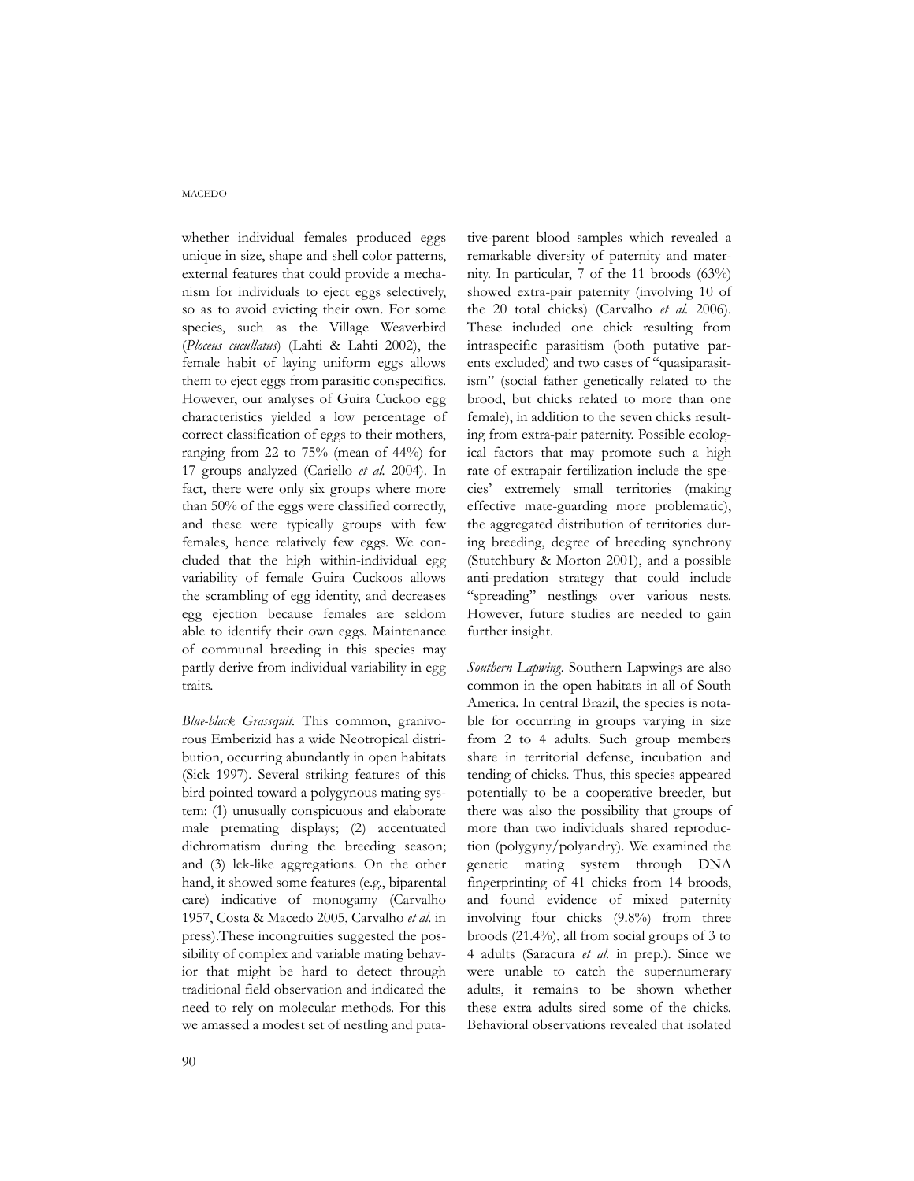whether individual females produced eggs unique in size, shape and shell color patterns, external features that could provide a mechanism for individuals to eject eggs selectively, so as to avoid evicting their own. For some species, such as the Village Weaverbird (*Ploceus cucullatus*) (Lahti & Lahti 2002), the female habit of laying uniform eggs allows them to eject eggs from parasitic conspecifics. However, our analyses of Guira Cuckoo egg characteristics yielded a low percentage of correct classification of eggs to their mothers, ranging from 22 to 75% (mean of 44%) for 17 groups analyzed (Cariello *et al.* 2004). In fact, there were only six groups where more than 50% of the eggs were classified correctly, and these were typically groups with few females, hence relatively few eggs. We concluded that the high within-individual egg variability of female Guira Cuckoos allows the scrambling of egg identity, and decreases egg ejection because females are seldom able to identify their own eggs. Maintenance of communal breeding in this species may partly derive from individual variability in egg traits.

*Blue-black Grassquit.* This common, granivorous Emberizid has a wide Neotropical distribution, occurring abundantly in open habitats (Sick 1997). Several striking features of this bird pointed toward a polygynous mating system: (1) unusually conspicuous and elaborate male premating displays; (2) accentuated dichromatism during the breeding season; and (3) lek-like aggregations. On the other hand, it showed some features (e.g., biparental care) indicative of monogamy (Carvalho 1957, Costa & Macedo 2005, Carvalho *et al.* in press).These incongruities suggested the possibility of complex and variable mating behavior that might be hard to detect through traditional field observation and indicated the need to rely on molecular methods. For this we amassed a modest set of nestling and putative-parent blood samples which revealed a remarkable diversity of paternity and maternity. In particular, 7 of the 11 broods (63%) showed extra-pair paternity (involving 10 of the 20 total chicks) (Carvalho *et al.* 2006). These included one chick resulting from intraspecific parasitism (both putative parents excluded) and two cases of "quasiparasitism" (social father genetically related to the brood, but chicks related to more than one female), in addition to the seven chicks resulting from extra-pair paternity. Possible ecological factors that may promote such a high rate of extrapair fertilization include the species' extremely small territories (making effective mate-guarding more problematic), the aggregated distribution of territories during breeding, degree of breeding synchrony (Stutchbury & Morton 2001), and a possible anti-predation strategy that could include "spreading" nestlings over various nests. However, future studies are needed to gain further insight.

*Southern Lapwing*. Southern Lapwings are also common in the open habitats in all of South America. In central Brazil, the species is notable for occurring in groups varying in size from 2 to 4 adults. Such group members share in territorial defense, incubation and tending of chicks. Thus, this species appeared potentially to be a cooperative breeder, but there was also the possibility that groups of more than two individuals shared reproduction (polygyny/polyandry). We examined the genetic mating system through DNA fingerprinting of 41 chicks from 14 broods, and found evidence of mixed paternity involving four chicks (9.8%) from three broods (21.4%), all from social groups of 3 to 4 adults (Saracura *et al.* in prep.). Since we were unable to catch the supernumerary adults, it remains to be shown whether these extra adults sired some of the chicks. Behavioral observations revealed that isolated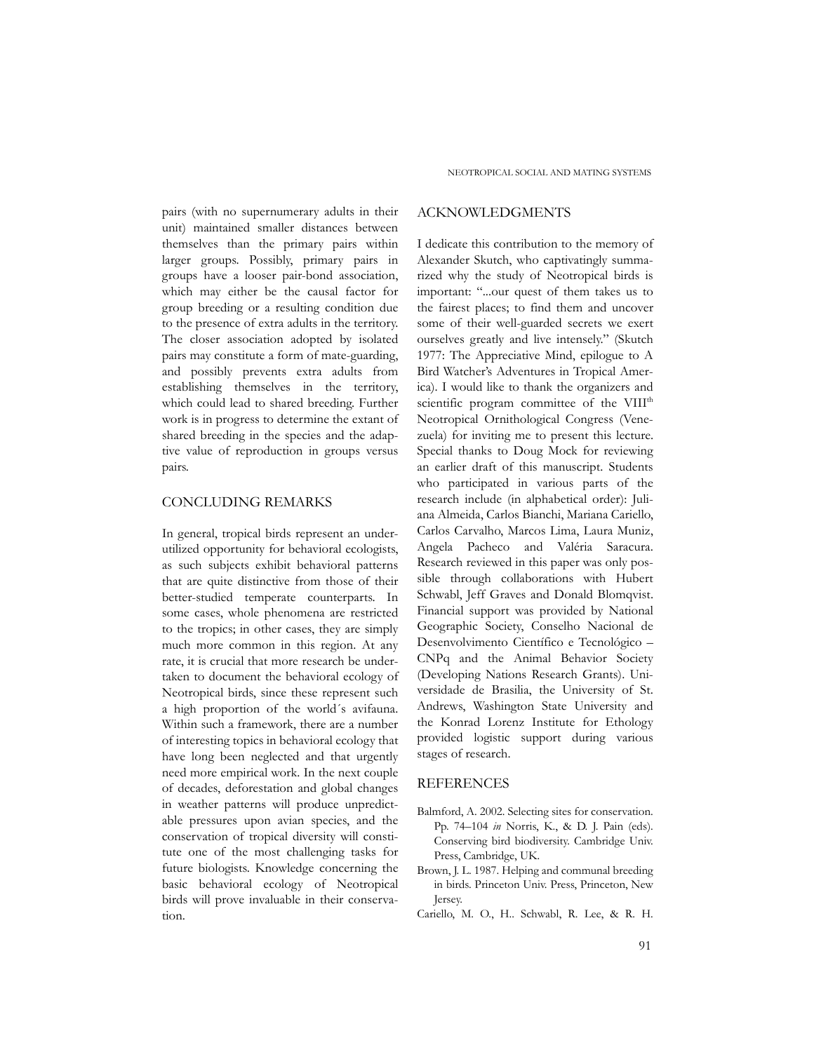pairs (with no supernumerary adults in their unit) maintained smaller distances between themselves than the primary pairs within larger groups. Possibly, primary pairs in groups have a looser pair-bond association, which may either be the causal factor for group breeding or a resulting condition due to the presence of extra adults in the territory. The closer association adopted by isolated pairs may constitute a form of mate-guarding, and possibly prevents extra adults from establishing themselves in the territory, which could lead to shared breeding. Further work is in progress to determine the extant of shared breeding in the species and the adaptive value of reproduction in groups versus pairs.

## CONCLUDING REMARKS

In general, tropical birds represent an underutilized opportunity for behavioral ecologists, as such subjects exhibit behavioral patterns that are quite distinctive from those of their better-studied temperate counterparts. In some cases, whole phenomena are restricted to the tropics; in other cases, they are simply much more common in this region. At any rate, it is crucial that more research be undertaken to document the behavioral ecology of Neotropical birds, since these represent such a high proportion of the world´s avifauna. Within such a framework, there are a number of interesting topics in behavioral ecology that have long been neglected and that urgently need more empirical work. In the next couple of decades, deforestation and global changes in weather patterns will produce unpredictable pressures upon avian species, and the conservation of tropical diversity will constitute one of the most challenging tasks for future biologists. Knowledge concerning the basic behavioral ecology of Neotropical birds will prove invaluable in their conservation.

## ACKNOWLEDGMENTS

I dedicate this contribution to the memory of Alexander Skutch, who captivatingly summarized why the study of Neotropical birds is important: "...our quest of them takes us to the fairest places; to find them and uncover some of their well-guarded secrets we exert ourselves greatly and live intensely." (Skutch 1977: The Appreciative Mind, epilogue to A Bird Watcher's Adventures in Tropical America). I would like to thank the organizers and scientific program committee of the VIII[th] Neotropical Ornithological Congress (Venezuela) for inviting me to present this lecture. Special thanks to Doug Mock for reviewing an earlier draft of this manuscript. Students who participated in various parts of the research include (in alphabetical order): Juliana Almeida, Carlos Bianchi, Mariana Cariello, Carlos Carvalho, Marcos Lima, Laura Muniz, Angela Pacheco and Valéria Saracura. Research reviewed in this paper was only possible through collaborations with Hubert Schwabl, Jeff Graves and Donald Blomqvist. Financial support was provided by National Geographic Society, Conselho Nacional de Desenvolvimento Científico e Tecnológico – CNPq and the Animal Behavior Society (Developing Nations Research Grants). Universidade de Brasilia, the University of St. Andrews, Washington State University and the Konrad Lorenz Institute for Ethology provided logistic support during various stages of research.

## REFERENCES

Balmford, A. 2002. Selecting sites for conservation. Pp. 74–104 *in* Norris, K., & D. J. Pain (eds). Conserving bird biodiversity. Cambridge Univ. Press, Cambridge, UK.

Brown, J. L. 1987. Helping and communal breeding in birds. Princeton Univ. Press, Princeton, New Jersey.

Cariello, M. O., H.. Schwabl, R. Lee, & R. H.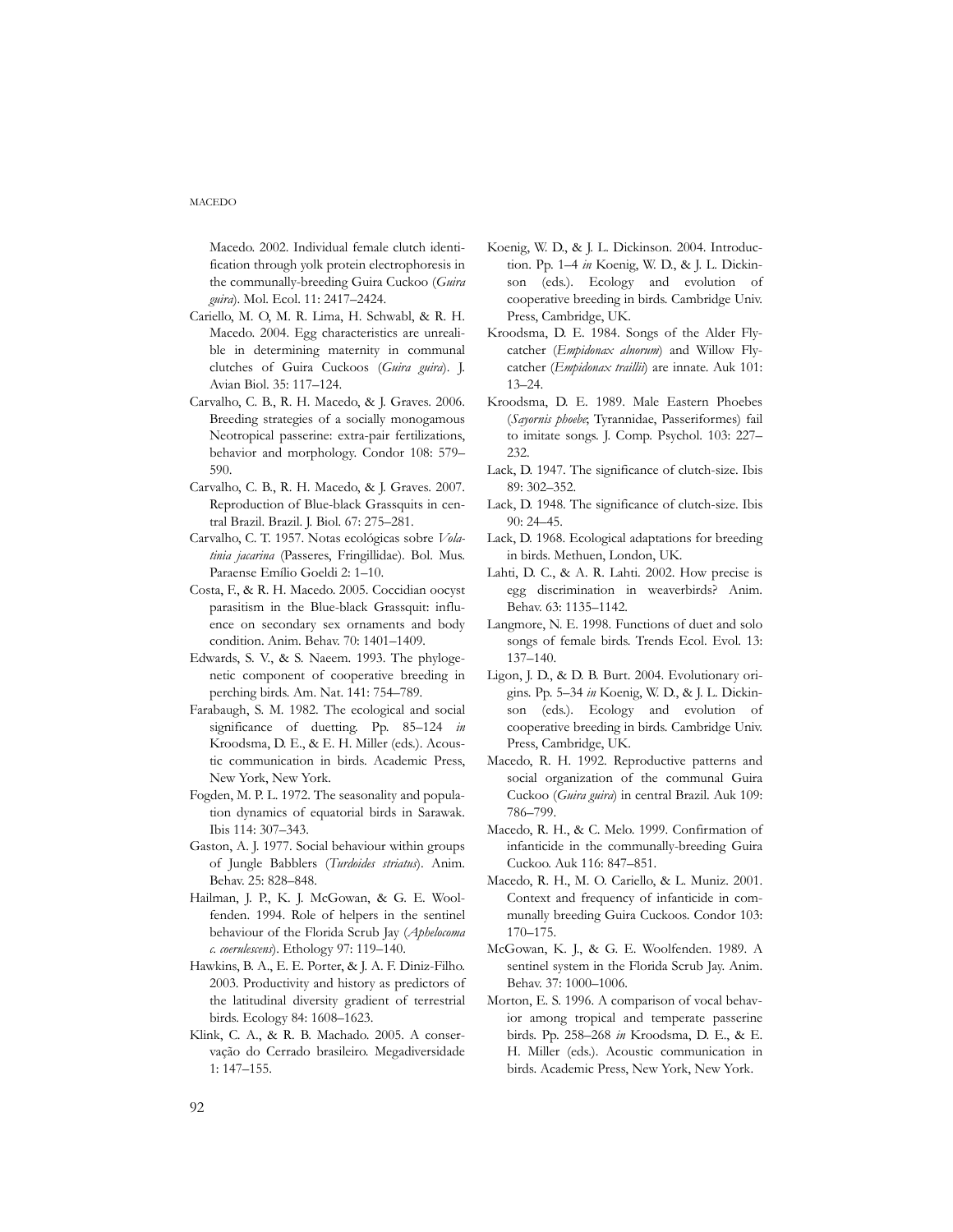Macedo. 2002. Individual female clutch identification through yolk protein electrophoresis in the communally-breeding Guira Cuckoo (*Guira guira*). Mol. Ecol. 11: 2417–2424.

Cariello, M. O, M. R. Lima, H. Schwabl, & R. H. Macedo. 2004. Egg characteristics are unrealible in determining maternity in communal clutches of Guira Cuckoos (*Guira guira*). J. Avian Biol. 35: 117–124.

Carvalho, C. B., R. H. Macedo, & J. Graves. 2006. Breeding strategies of a socially monogamous Neotropical passerine: extra-pair fertilizations, behavior and morphology. Condor 108: 579–590.

Carvalho, C. B., R. H. Macedo, & J. Graves. 2007. Reproduction of Blue-black Grassquits in central Brazil. Brazil. J. Biol. 67: 275–281.

Carvalho, C. T. 1957. Notas ecológicas sobre *Volatinia jacarina* (Passeres, Fringillidae). Bol. Mus. Paraense Emílio Goeldi 2: 1–10.

Costa, F., & R. H. Macedo. 2005. Coccidian oocyst parasitism in the Blue-black Grassquit: influence on secondary sex ornaments and body condition. Anim. Behav. 70: 1401–1409.

Edwards, S. V., & S. Naeem. 1993. The phylogenetic component of cooperative breeding in perching birds. Am. Nat. 141: 754–789.

Farabaugh, S. M. 1982. The ecological and social significance of duetting. Pp. 85–124 *in* Kroodsma, D. E., & E. H. Miller (eds.). Acoustic communication in birds. Academic Press, New York, New York.

Fogden, M. P. L. 1972. The seasonality and population dynamics of equatorial birds in Sarawak. Ibis 114: 307–343.

Gaston, A. J. 1977. Social behaviour within groups of Jungle Babblers (*Turdoides striatus*). Anim. Behav. 25: 828–848.

Hailman, J. P., K. J. McGowan, & G. E. Woolfenden. 1994. Role of helpers in the sentinel behaviour of the Florida Scrub Jay (*Aphelocoma c. coerulescens*). Ethology 97: 119–140.

Hawkins, B. A., E. E. Porter, & J. A. F. Diniz-Filho. 2003. Productivity and history as predictors of the latitudinal diversity gradient of terrestrial birds. Ecology 84: 1608–1623.

Klink, C. A., & R. B. Machado. 2005. A conservação do Cerrado brasileiro. Megadiversidade 1: 147–155.

Koenig, W. D., & J. L. Dickinson. 2004. Introduction. Pp. 1–4 *in* Koenig, W. D., & J. L. Dickinson (eds.). Ecology and evolution of cooperative breeding in birds. Cambridge Univ. Press, Cambridge, UK.

Kroodsma, D. E. 1984. Songs of the Alder Flycatcher (*Empidonax alnorum*) and Willow Flycatcher (*Empidonax traillii*) are innate. Auk 101: 13–24.

Kroodsma, D. E. 1989. Male Eastern Phoebes (*Sayornis phoebe*; Tyrannidae, Passeriformes) fail to imitate songs. J. Comp. Psychol. 103: 227–232.

Lack, D. 1947. The significance of clutch-size. Ibis 89: 302–352.

Lack, D. 1948. The significance of clutch-size. Ibis 90: 24–45.

Lack, D. 1968. Ecological adaptations for breeding in birds. Methuen, London, UK.

Lahti, D. C., & A. R. Lahti. 2002. How precise is egg discrimination in weaverbirds? Anim. Behav. 63: 1135–1142.

Langmore, N. E. 1998. Functions of duet and solo songs of female birds. Trends Ecol. Evol. 13: 137–140.

Ligon, J. D., & D. B. Burt. 2004. Evolutionary origins. Pp. 5–34 *in* Koenig, W. D., & J. L. Dickinson (eds.). Ecology and evolution of cooperative breeding in birds. Cambridge Univ. Press, Cambridge, UK.

Macedo, R. H. 1992. Reproductive patterns and social organization of the communal Guira Cuckoo (*Guira guira*) in central Brazil. Auk 109: 786–799.

Macedo, R. H., & C. Melo. 1999. Confirmation of infanticide in the communally-breeding Guira Cuckoo. Auk 116: 847–851.

Macedo, R. H., M. O. Cariello, & L. Muniz. 2001. Context and frequency of infanticide in communally breeding Guira Cuckoos. Condor 103: 170–175.

McGowan, K. J., & G. E. Woolfenden. 1989. A sentinel system in the Florida Scrub Jay. Anim. Behav. 37: 1000–1006.

Morton, E. S. 1996. A comparison of vocal behavior among tropical and temperate passerine birds. Pp. 258–268 *in* Kroodsma, D. E., & E. H. Miller (eds.). Acoustic communication in birds. Academic Press, New York, New York.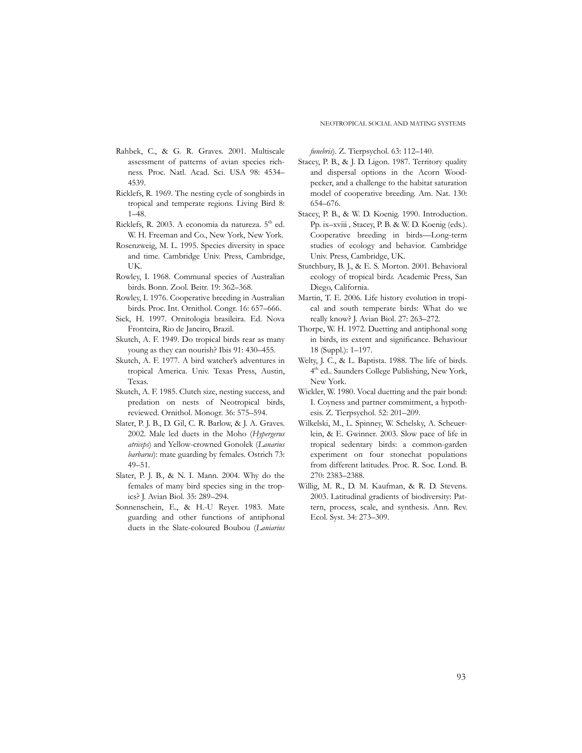Rahbek, C., & G. R. Graves. 2001. Multiscale assessment of patterns of avian species richness. Proc. Natl. Acad. Sci. USA 98: 4534–4539.

Ricklefs, R. 1969. The nesting cycle of songbirds in tropical and temperate regions. Living Bird 8: 1–48.

Ricklefs, R. 2003. A economia da natureza. 5th ed. W. H. Freeman and Co., New York, New York.

Rosenzweig, M. L. 1995. Species diversity in space and time. Cambridge Univ. Press, Cambridge, UK.

Rowley, I. 1968. Communal species of Australian birds. Bonn. Zool. Beitr. 19: 362–368.

Rowley, I. 1976. Cooperative breeding in Australian birds. Proc. Int. Ornithol. Congr. 16: 657–666.

Sick, H. 1997. Ornitologia brasileira. Ed. Nova Fronteira, Rio de Janeiro, Brazil.

Skutch, A. F. 1949. Do tropical birds rear as many young as they can nourish? Ibis 91: 430–455.

Skutch, A. F. 1977. A bird watcher's adventures in tropical America. Univ. Texas Press, Austin, Texas.

Skutch, A. F. 1985. Clutch size, nesting success, and predation on nests of Neotropical birds, reviewed. Ornithol. Monogr. 36: 575–594.

Slater, P. J. B., D. Gil, C. R. Barlow, & J. A. Graves. 2002. Male led duets in the Moho (*Hypergerus atriceps*) and Yellow-crowned Gonolek (*Lanarius barbarus*): mate guarding by females. Ostrich 73: 49–51.

Slater, P. J. B., & N. I. Mann. 2004. Why do the females of many bird species sing in the tropics? J. Avian Biol. 35: 289–294.

Sonnenschein, E., & H.-U Reyer. 1983. Mate guarding and other functions of antiphonal duets in the Slate-coloured Boubou (*Laniarius funebris*). Z. Tierpsychol. 63: 112–140.

Stacey, P. B., & J. D. Ligon. 1987. Territory quality and dispersal options in the Acorn Woodpecker, and a challenge to the habitat saturation model of cooperative breeding. Am. Nat. 130: 654–676.

Stacey, P. B., & W. D. Koenig. 1990. Introduction. Pp. ix–xviii , Stacey, P. B. & W. D. Koenig (eds.). Cooperative breeding in birds—Long-term studies of ecology and behavior. Cambridge Univ. Press, Cambridge, UK.

Stutchbury, B. J., & E. S. Morton. 2001. Behavioral ecology of tropical birds. Academic Press, San Diego, California.

Martin, T. E. 2006. Life history evolution in tropical and south temperate birds: What do we really know? J. Avian Biol. 27: 263–272.

Thorpe, W. H. 1972. Duetting and antiphonal song in birds, its extent and significance. Behaviour 18 (Suppl.): 1–197.

Welty, J. C., & L. Baptista. 1988. The life of birds. 4th ed.. Saunders College Publishing, New York, New York.

Wickler, W. 1980. Vocal duetting and the pair bond: I. Coyness and partner commitment, a hypothesis. Z. Tierpsychol. 52: 201–209.

Wilkelski, M., L. Spinney, W. Schelsky, A. Scheuerlein, & E. Gwinner. 2003. Slow pace of life in tropical sedentary birds: a common-garden experiment on four stonechat populations from different latitudes. Proc. R. Soc. Lond. B. 270: 2383–2388.

Willig, M. R., D. M. Kaufman, & R. D. Stevens. 2003. Latitudinal gradients of biodiversity: Pattern, process, scale, and synthesis. Ann. Rev. Ecol. Syst. 34: 273–309.